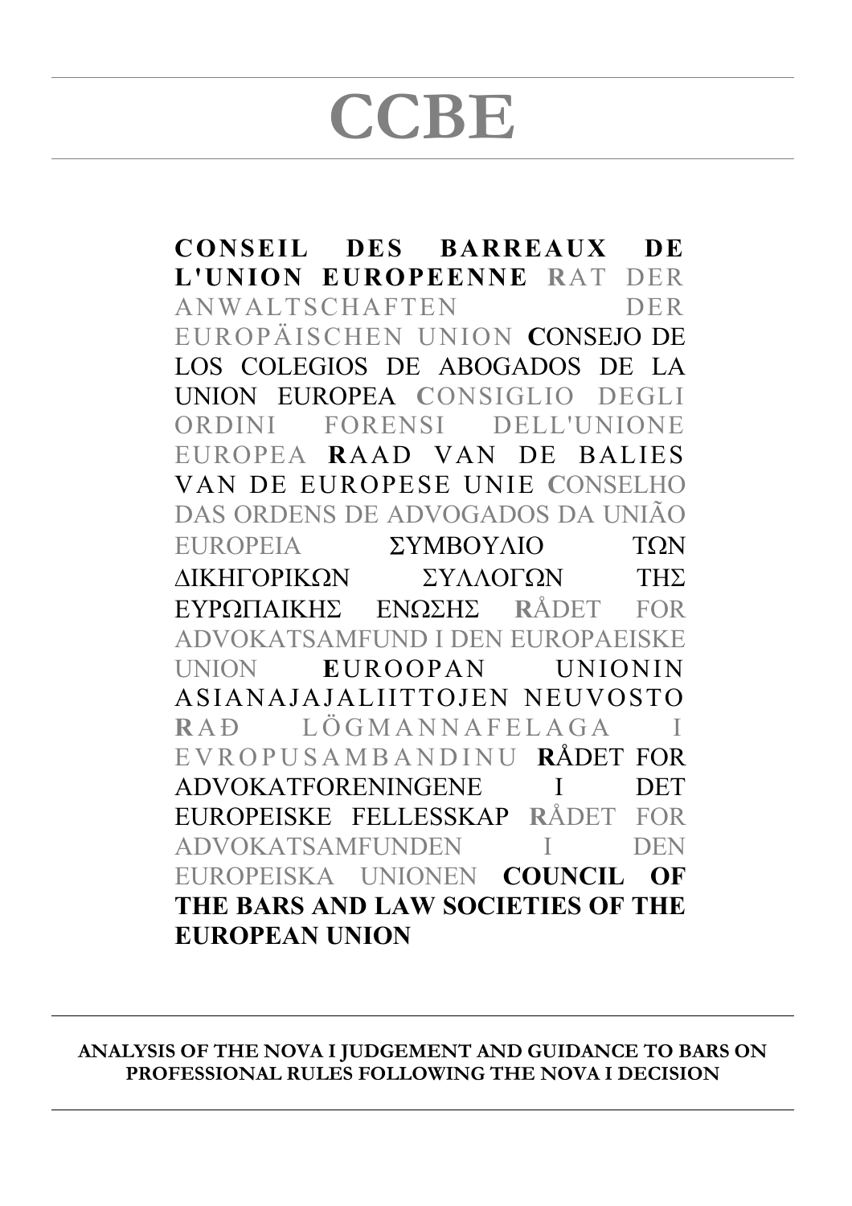# CCBE

**CONSEIL DES BARREAUX DE L'UNION EUROPEENNE** RAT DER ANWALTSCHAFTEN DER EUROPÄISCHEN UNION CONSEJO DE LOS COLEGIOS DE ABOGADOS DE LA UNION EUROPEA CONSIGLIO DEGLI ORDINI FORENSI DELL'UNIONE EUROPEA RAAD VAN DE BALIES VAN DE EUROPESE UNIE CONSELHO DAS ORDENS DE ADVOGADOS DA UNIÃO EUROPEIA ΣΥΜΒΟΥΛΙΟ ΤΩΝ ΔΙΚΗΓΟΡΙΚΩΝ ΣΥΛΛΟΓΩΝ ΤΗΣ ΕΥΡΩΠΑΙΚΗΣ ΕΝΩΣΗΣ RÅDET FOR ADVOKATSAMFUND I DEN EUROPAEISKE UNION EUROOPAN UNIONIN ASIANAJAJALIITTOJEN NEUVOSTO RAÐ LÖGMANNAFELAGA I EVROPUSAMBANDINU RÅDET FOR ADVOKATFORENINGENE I DET EUROPEISKE FELLESSKAP RÅDET FOR ADVOKATSAMFUNDEN I DEN EUROPEISKA UNIONEN **COUNCIL OF THE BARS AND LAW SOCIETIES OF THE EUROPEAN UNION**

**ANALYSIS OF THE NOVA I JUDGEMENT AND GUIDANCE TO BARS ON PROFESSIONAL RULES FOLLOWING THE NOVA I DECISION**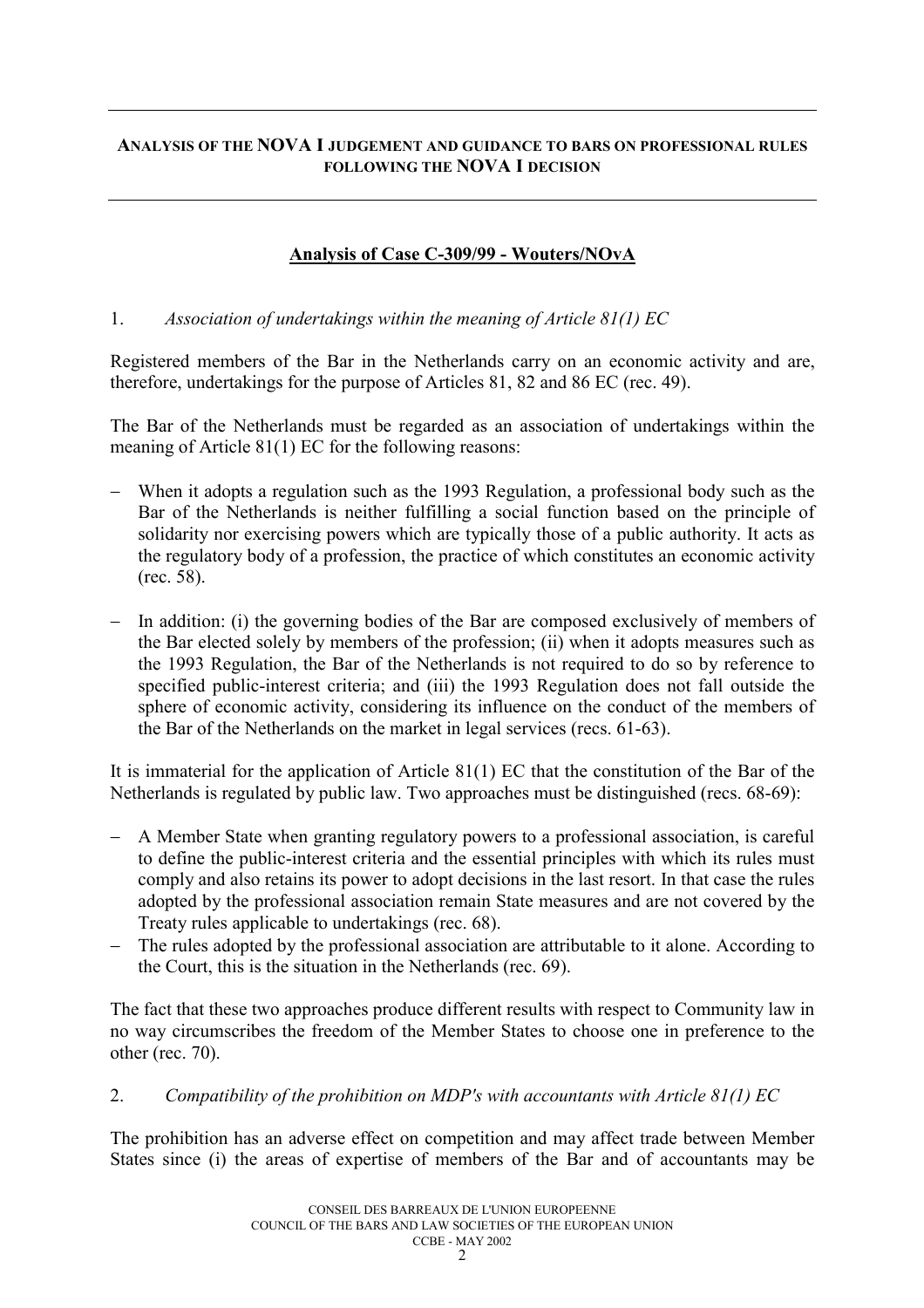**ANALYSIS OF THE NOVA I JUDGEMENT AND GUIDANCE TO BARS ON PROFESSIONAL RULES FOLLOWING THE NOVA I DECISION**

## Analysis of Case C-309/99 - Wouters/NOvA

1. *Association of undertakings within the meaning of Article 81(1) EC*

Registered members of the Bar in the Netherlands carry on an economic activity and are, therefore, undertakings for the purpose of Articles 81, 82 and 86 EC (rec. 49).

The Bar of the Netherlands must be regarded as an association of undertakings within the meaning of Article 81(1) EC for the following reasons:

- When it adopts a regulation such as the 1993 Regulation, a professional body such as the Bar of the Netherlands is neither fulfilling a social function based on the principle of solidarity nor exercising powers which are typically those of a public authority. It acts as the regulatory body of a profession, the practice of which constitutes an economic activity (rec. 58).
- In addition: (i) the governing bodies of the Bar are composed exclusively of members of the Bar elected solely by members of the profession; (ii) when it adopts measures such as the 1993 Regulation, the Bar of the Netherlands is not required to do so by reference to specified public-interest criteria; and (iii) the 1993 Regulation does not fall outside the sphere of economic activity, considering its influence on the conduct of the members of the Bar of the Netherlands on the market in legal services (recs. 61-63).

It is immaterial for the application of Article 81(1) EC that the constitution of the Bar of the Netherlands is regulated by public law. Two approaches must be distinguished (recs. 68-69):

- A Member State when granting regulatory powers to a professional association, is careful to define the public-interest criteria and the essential principles with which its rules must comply and also retains its power to adopt decisions in the last resort. In that case the rules adopted by the professional association remain State measures and are not covered by the Treaty rules applicable to undertakings (rec. 68).
- The rules adopted by the professional association are attributable to it alone. According to the Court, this is the situation in the Netherlands (rec. 69).

The fact that these two approaches produce different results with respect to Community law in no way circumscribes the freedom of the Member States to choose one in preference to the other (rec. 70).

2. *Compatibility of the prohibition on MDP's with accountants with Article 81(1) EC*

The prohibition has an adverse effect on competition and may affect trade between Member States since (i) the areas of expertise of members of the Bar and of accountants may be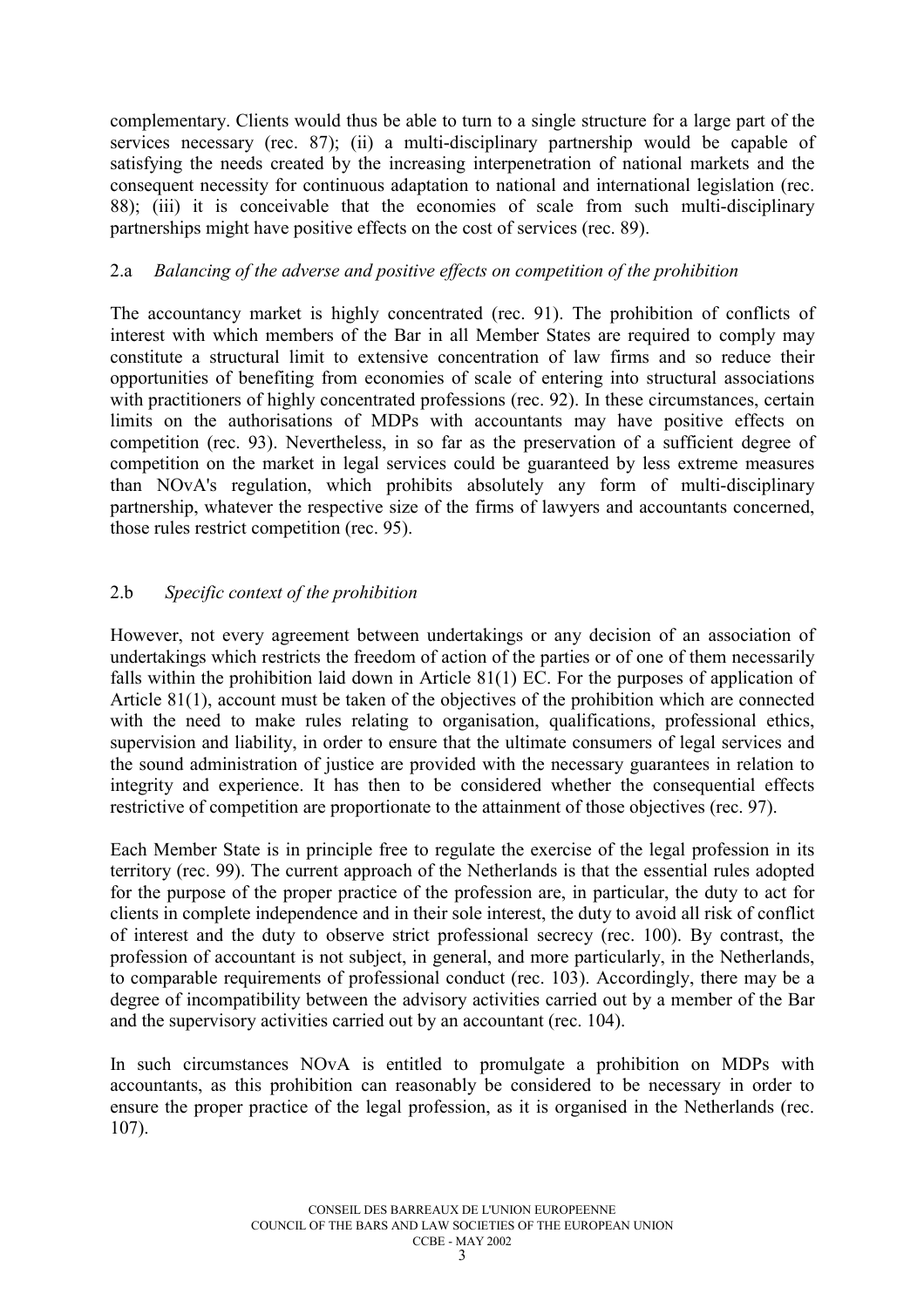complementary. Clients would thus be able to turn to a single structure for a large part of the services necessary (rec. 87); (ii) a multi-disciplinary partnership would be capable of satisfying the needs created by the increasing interpenetration of national markets and the consequent necessity for continuous adaptation to national and international legislation (rec. 88); (iii) it is conceivable that the economies of scale from such multi-disciplinary partnerships might have positive effects on the cost of services (rec. 89).

### 2.a *Balancing of the adverse and positive effects on competition of the prohibition*

The accountancy market is highly concentrated (rec. 91). The prohibition of conflicts of interest with which members of the Bar in all Member States are required to comply may constitute a structural limit to extensive concentration of law firms and so reduce their opportunities of benefiting from economies of scale of entering into structural associations with practitioners of highly concentrated professions (rec. 92). In these circumstances, certain limits on the authorisations of MDPs with accountants may have positive effects on competition (rec. 93). Nevertheless, in so far as the preservation of a sufficient degree of competition on the market in legal services could be guaranteed by less extreme measures than NOvA's regulation, which prohibits absolutely any form of multi-disciplinary partnership, whatever the respective size of the firms of lawyers and accountants concerned, those rules restrict competition (rec. 95).

### 2.b *Specific context of the prohibition*

However, not every agreement between undertakings or any decision of an association of undertakings which restricts the freedom of action of the parties or of one of them necessarily falls within the prohibition laid down in Article 81(1) EC. For the purposes of application of Article 81(1), account must be taken of the objectives of the prohibition which are connected with the need to make rules relating to organisation, qualifications, professional ethics, supervision and liability, in order to ensure that the ultimate consumers of legal services and the sound administration of justice are provided with the necessary guarantees in relation to integrity and experience. It has then to be considered whether the consequential effects restrictive of competition are proportionate to the attainment of those objectives (rec. 97).

Each Member State is in principle free to regulate the exercise of the legal profession in its territory (rec. 99). The current approach of the Netherlands is that the essential rules adopted for the purpose of the proper practice of the profession are, in particular, the duty to act for clients in complete independence and in their sole interest, the duty to avoid all risk of conflict of interest and the duty to observe strict professional secrecy (rec. 100). By contrast, the profession of accountant is not subject, in general, and more particularly, in the Netherlands, to comparable requirements of professional conduct (rec. 103). Accordingly, there may be a degree of incompatibility between the advisory activities carried out by a member of the Bar and the supervisory activities carried out by an accountant (rec. 104).

In such circumstances NOvA is entitled to promulgate a prohibition on MDPs with accountants, as this prohibition can reasonably be considered to be necessary in order to ensure the proper practice of the legal profession, as it is organised in the Netherlands (rec. 107).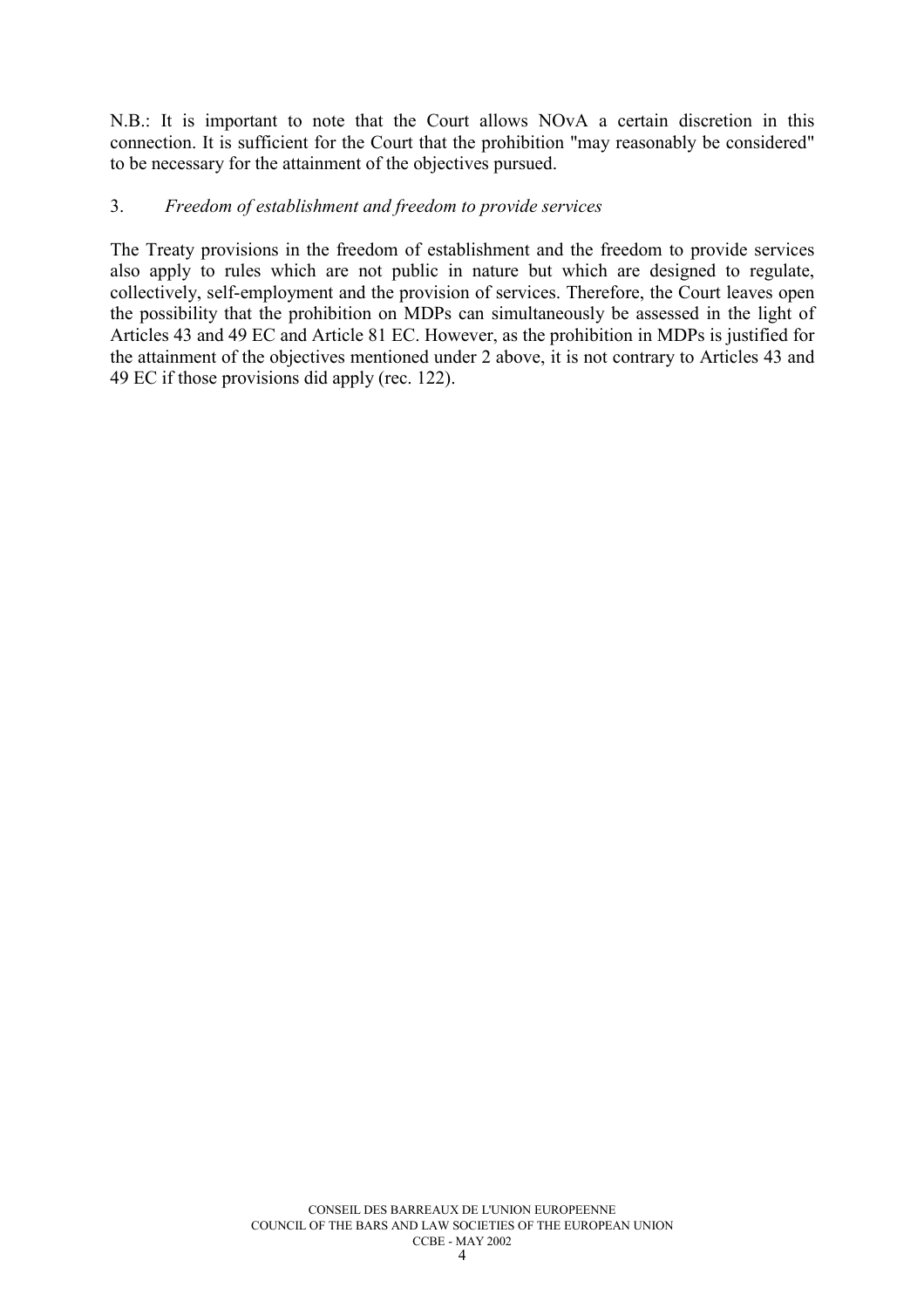N.B.: It is important to note that the Court allows NOvA a certain discretion in this connection. It is sufficient for the Court that the prohibition "may reasonably be considered" to be necessary for the attainment of the objectives pursued.

### 3. *Freedom of establishment and freedom to provide services*

The Treaty provisions in the freedom of establishment and the freedom to provide services also apply to rules which are not public in nature but which are designed to regulate, collectively, self-employment and the provision of services. Therefore, the Court leaves open the possibility that the prohibition on MDPs can simultaneously be assessed in the light of Articles 43 and 49 EC and Article 81 EC. However, as the prohibition in MDPs is justified for the attainment of the objectives mentioned under 2 above, it is not contrary to Articles 43 and 49 EC if those provisions did apply (rec. 122).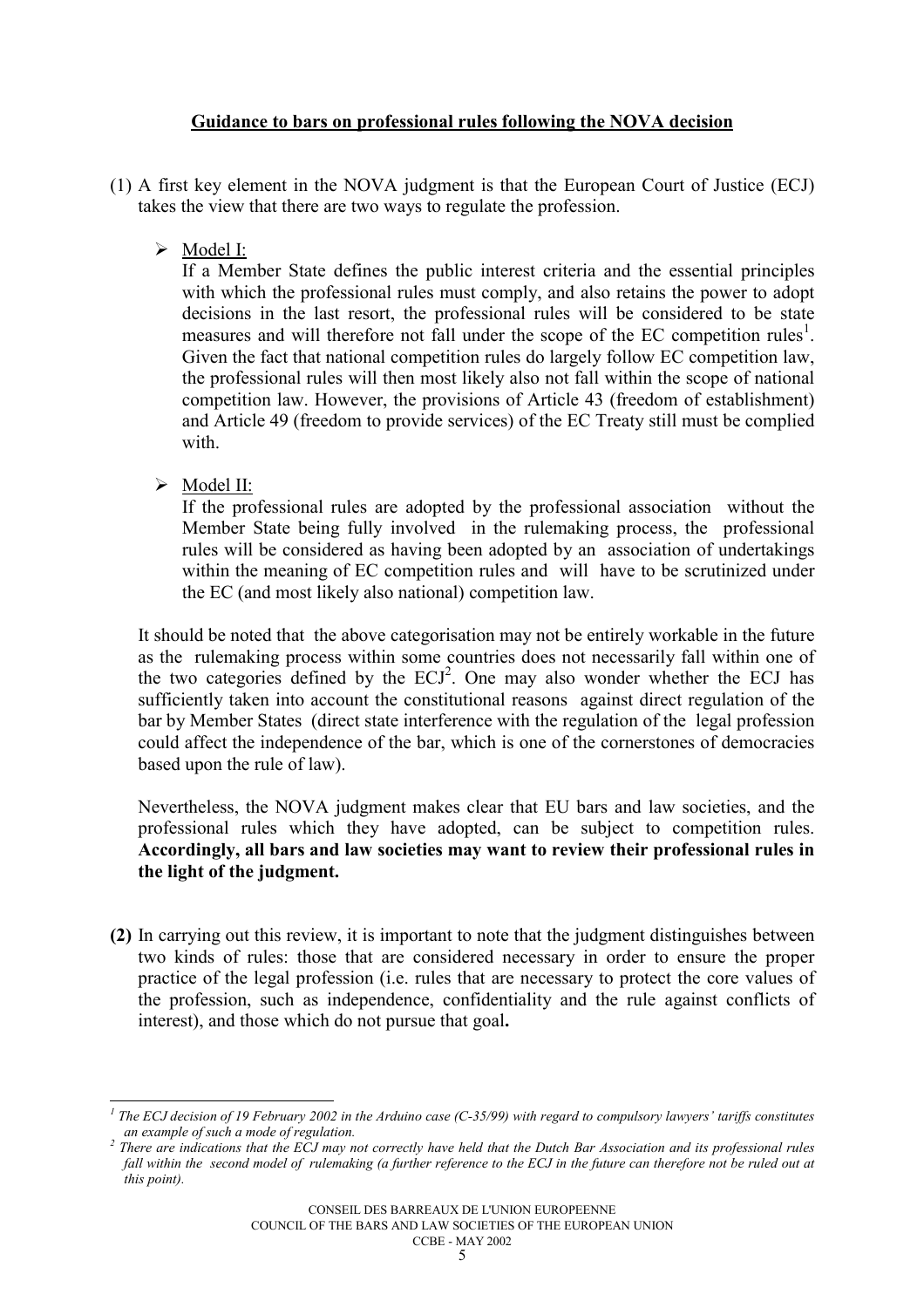**Guidance to bars on professional rules following the NOVA decision**

(1) A first key element in the NOVA judgment is that the European Court of Justice (ECJ) takes the view that there are two ways to regulate the profession.

- Model I:

  If a Member State defines the public interest criteria and the essential principles with which the professional rules must comply, and also retains the power to adopt decisions in the last resort, the professional rules will be considered to be state measures and will therefore not fall under the scope of the EC competition rules[1]. Given the fact that national competition rules do largely follow EC competition law, the professional rules will then most likely also not fall within the scope of national competition law. However, the provisions of Article 43 (freedom of establishment) and Article 49 (freedom to provide services) of the EC Treaty still must be complied with.

- Model II:

  If the professional rules are adopted by the professional association without the Member State being fully involved in the rulemaking process, the professional rules will be considered as having been adopted by an association of undertakings within the meaning of EC competition rules and will have to be scrutinized under the EC (and most likely also national) competition law.

It should be noted that the above categorisation may not be entirely workable in the future as the rulemaking process within some countries does not necessarily fall within one of the two categories defined by the ECJ[2]. One may also wonder whether the ECJ has sufficiently taken into account the constitutional reasons against direct regulation of the bar by Member States (direct state interference with the regulation of the legal profession could affect the independence of the bar, which is one of the cornerstones of democracies based upon the rule of law).

Nevertheless, the NOVA judgment makes clear that EU bars and law societies, and the professional rules which they have adopted, can be subject to competition rules. **Accordingly, all bars and law societies may want to review their professional rules in the light of the judgment.**

**(2)** In carrying out this review, it is important to note that the judgment distinguishes between two kinds of rules: those that are considered necessary in order to ensure the proper practice of the legal profession (i.e. rules that are necessary to protect the core values of the profession, such as independence, confidentiality and the rule against conflicts of interest), and those which do not pursue that goal**.**

---

[1] *The ECJ decision of 19 February 2002 in the Arduino case (C-35/99) with regard to compulsory lawyers' tariffs constitutes an example of such a mode of regulation.*

[2] *There are indications that the ECJ may not correctly have held that the Dutch Bar Association and its professional rules fall within the second model of rulemaking (a further reference to the ECJ in the future can therefore not be ruled out at this point).*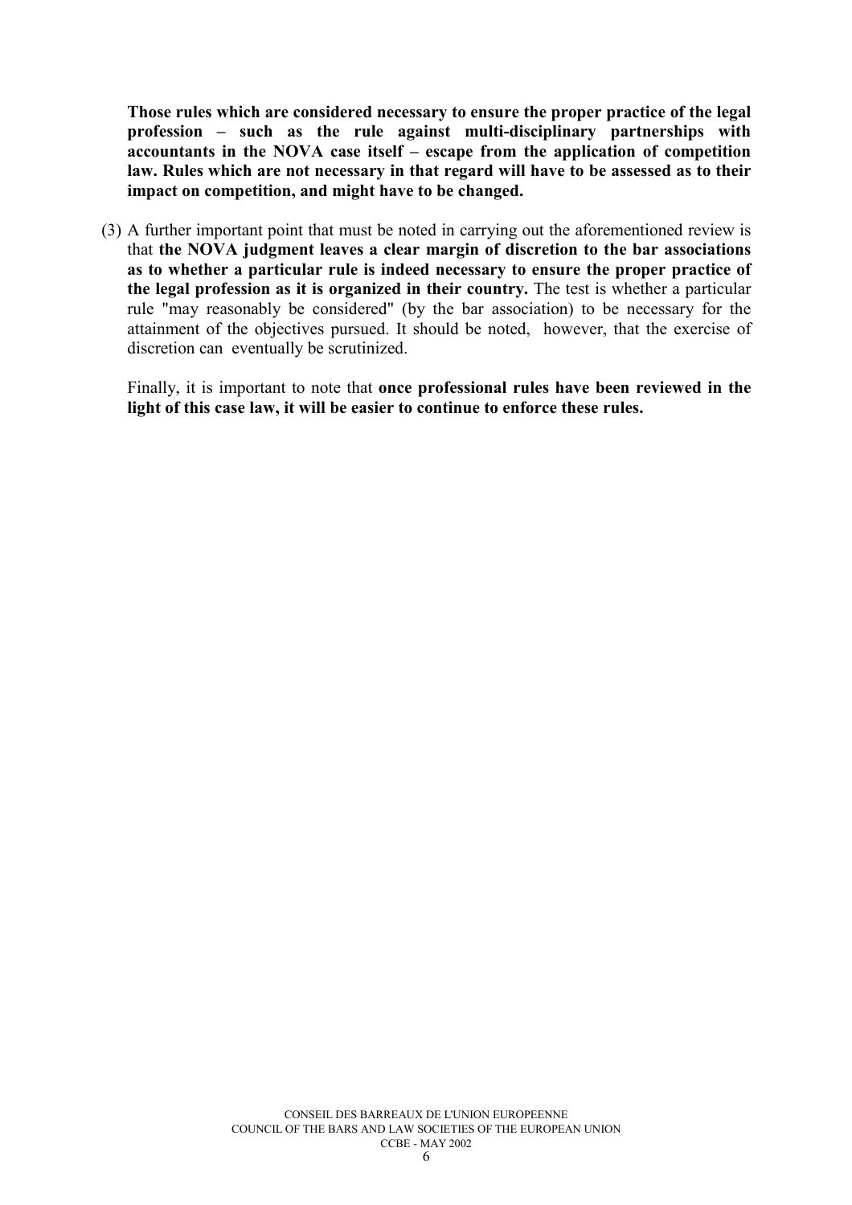**Those rules which are considered necessary to ensure the proper practice of the legal profession – such as the rule against multi-disciplinary partnerships with accountants in the NOVA case itself – escape from the application of competition law. Rules which are not necessary in that regard will have to be assessed as to their impact on competition, and might have to be changed.**

(3) A further important point that must be noted in carrying out the aforementioned review is that **the NOVA judgment leaves a clear margin of discretion to the bar associations as to whether a particular rule is indeed necessary to ensure the proper practice of the legal profession as it is organized in their country.** The test is whether a particular rule "may reasonably be considered" (by the bar association) to be necessary for the attainment of the objectives pursued. It should be noted, however, that the exercise of discretion can eventually be scrutinized.

Finally, it is important to note that **once professional rules have been reviewed in the light of this case law, it will be easier to continue to enforce these rules.**